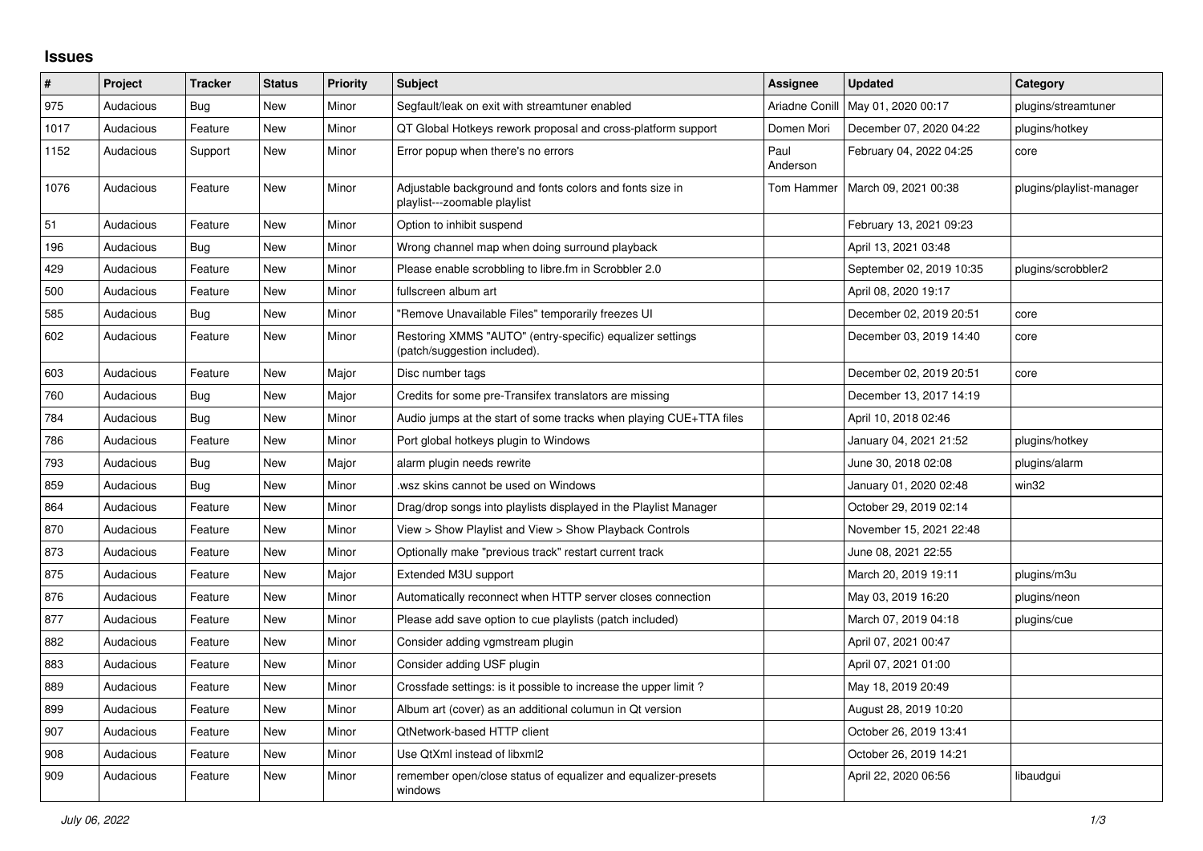## Issues

| # | Project | Tracker | Status | Priority | Subject | Assignee | Updated | Category |
|---|---|---|---|---|---|---|---|---|
| 975 | Audacious | Bug | New | Minor | Segfault/leak on exit with streamtuner enabled | Ariadne Conill | May 01, 2020 00:17 | plugins/streamtuner |
| 1017 | Audacious | Feature | New | Minor | QT Global Hotkeys rework proposal and cross-platform support | Domen Mori | December 07, 2020 04:22 | plugins/hotkey |
| 1152 | Audacious | Support | New | Minor | Error popup when there's no errors | Paul Anderson | February 04, 2022 04:25 | core |
| 1076 | Audacious | Feature | New | Minor | Adjustable background and fonts colors and fonts size in playlist---zoomable playlist | Tom Hammer | March 09, 2021 00:38 | plugins/playlist-manager |
| 51 | Audacious | Feature | New | Minor | Option to inhibit suspend | | February 13, 2021 09:23 | |
| 196 | Audacious | Bug | New | Minor | Wrong channel map when doing surround playback | | April 13, 2021 03:48 | |
| 429 | Audacious | Feature | New | Minor | Please enable scrobbling to libre.fm in Scrobbler 2.0 | | September 02, 2019 10:35 | plugins/scrobbler2 |
| 500 | Audacious | Feature | New | Minor | fullscreen album art | | April 08, 2020 19:17 | |
| 585 | Audacious | Bug | New | Minor | "Remove Unavailable Files" temporarily freezes UI | | December 02, 2019 20:51 | core |
| 602 | Audacious | Feature | New | Minor | Restoring XMMS "AUTO" (entry-specific) equalizer settings (patch/suggestion included). | | December 03, 2019 14:40 | core |
| 603 | Audacious | Feature | New | Major | Disc number tags | | December 02, 2019 20:51 | core |
| 760 | Audacious | Bug | New | Major | Credits for some pre-Transifex translators are missing | | December 13, 2017 14:19 | |
| 784 | Audacious | Bug | New | Minor | Audio jumps at the start of some tracks when playing CUE+TTA files | | April 10, 2018 02:46 | |
| 786 | Audacious | Feature | New | Minor | Port global hotkeys plugin to Windows | | January 04, 2021 21:52 | plugins/hotkey |
| 793 | Audacious | Bug | New | Major | alarm plugin needs rewrite | | June 30, 2018 02:08 | plugins/alarm |
| 859 | Audacious | Bug | New | Minor | .wsz skins cannot be used on Windows | | January 01, 2020 02:48 | win32 |
| 864 | Audacious | Feature | New | Minor | Drag/drop songs into playlists displayed in the Playlist Manager | | October 29, 2019 02:14 | |
| 870 | Audacious | Feature | New | Minor | View > Show Playlist and View > Show Playback Controls | | November 15, 2021 22:48 | |
| 873 | Audacious | Feature | New | Minor | Optionally make "previous track" restart current track | | June 08, 2021 22:55 | |
| 875 | Audacious | Feature | New | Major | Extended M3U support | | March 20, 2019 19:11 | plugins/m3u |
| 876 | Audacious | Feature | New | Minor | Automatically reconnect when HTTP server closes connection | | May 03, 2019 16:20 | plugins/neon |
| 877 | Audacious | Feature | New | Minor | Please add save option to cue playlists (patch included) | | March 07, 2019 04:18 | plugins/cue |
| 882 | Audacious | Feature | New | Minor | Consider adding vgmstream plugin | | April 07, 2021 00:47 | |
| 883 | Audacious | Feature | New | Minor | Consider adding USF plugin | | April 07, 2021 01:00 | |
| 889 | Audacious | Feature | New | Minor | Crossfade settings: is it possible to increase the upper limit ? | | May 18, 2019 20:49 | |
| 899 | Audacious | Feature | New | Minor | Album art (cover) as an additional columun in Qt version | | August 28, 2019 10:20 | |
| 907 | Audacious | Feature | New | Minor | QtNetwork-based HTTP client | | October 26, 2019 13:41 | |
| 908 | Audacious | Feature | New | Minor | Use QtXml instead of libxml2 | | October 26, 2019 14:21 | |
| 909 | Audacious | Feature | New | Minor | remember open/close status of equalizer and equalizer-presets windows | | April 22, 2020 06:56 | libaudgui |

*July 06, 2022*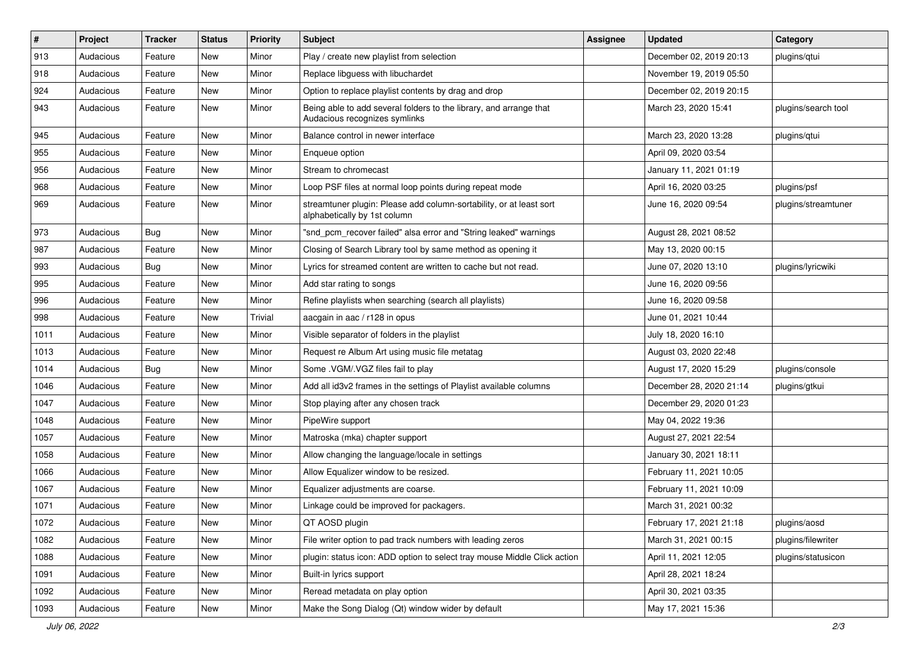| # | Project | Tracker | Status | Priority | Subject | Assignee | Updated | Category |
|---|---|---|---|---|---|---|---|---|
| 913 | Audacious | Feature | New | Minor | Play / create new playlist from selection | | December 02, 2019 20:13 | plugins/qtui |
| 918 | Audacious | Feature | New | Minor | Replace libguess with libuchardet | | November 19, 2019 05:50 | |
| 924 | Audacious | Feature | New | Minor | Option to replace playlist contents by drag and drop | | December 02, 2019 20:15 | |
| 943 | Audacious | Feature | New | Minor | Being able to add several folders to the library, and arrange that Audacious recognizes symlinks | | March 23, 2020 15:41 | plugins/search tool |
| 945 | Audacious | Feature | New | Minor | Balance control in newer interface | | March 23, 2020 13:28 | plugins/qtui |
| 955 | Audacious | Feature | New | Minor | Enqueue option | | April 09, 2020 03:54 | |
| 956 | Audacious | Feature | New | Minor | Stream to chromecast | | January 11, 2021 01:19 | |
| 968 | Audacious | Feature | New | Minor | Loop PSF files at normal loop points during repeat mode | | April 16, 2020 03:25 | plugins/psf |
| 969 | Audacious | Feature | New | Minor | streamtuner plugin: Please add column-sortability, or at least sort alphabetically by 1st column | | June 16, 2020 09:54 | plugins/streamtuner |
| 973 | Audacious | Bug | New | Minor | "snd_pcm_recover failed" alsa error and "String leaked" warnings | | August 28, 2021 08:52 | |
| 987 | Audacious | Feature | New | Minor | Closing of Search Library tool by same method as opening it | | May 13, 2020 00:15 | |
| 993 | Audacious | Bug | New | Minor | Lyrics for streamed content are written to cache but not read. | | June 07, 2020 13:10 | plugins/lyricwiki |
| 995 | Audacious | Feature | New | Minor | Add star rating to songs | | June 16, 2020 09:56 | |
| 996 | Audacious | Feature | New | Minor | Refine playlists when searching (search all playlists) | | June 16, 2020 09:58 | |
| 998 | Audacious | Feature | New | Trivial | aacgain in aac / r128 in opus | | June 01, 2021 10:44 | |
| 1011 | Audacious | Feature | New | Minor | Visible separator of folders in the playlist | | July 18, 2020 16:10 | |
| 1013 | Audacious | Feature | New | Minor | Request re Album Art using music file metatag | | August 03, 2020 22:48 | |
| 1014 | Audacious | Bug | New | Minor | Some .VGM/.VGZ files fail to play | | August 17, 2020 15:29 | plugins/console |
| 1046 | Audacious | Feature | New | Minor | Add all id3v2 frames in the settings of Playlist available columns | | December 28, 2020 21:14 | plugins/gtkui |
| 1047 | Audacious | Feature | New | Minor | Stop playing after any chosen track | | December 29, 2020 01:23 | |
| 1048 | Audacious | Feature | New | Minor | PipeWire support | | May 04, 2022 19:36 | |
| 1057 | Audacious | Feature | New | Minor | Matroska (mka) chapter support | | August 27, 2021 22:54 | |
| 1058 | Audacious | Feature | New | Minor | Allow changing the language/locale in settings | | January 30, 2021 18:11 | |
| 1066 | Audacious | Feature | New | Minor | Allow Equalizer window to be resized. | | February 11, 2021 10:05 | |
| 1067 | Audacious | Feature | New | Minor | Equalizer adjustments are coarse. | | February 11, 2021 10:09 | |
| 1071 | Audacious | Feature | New | Minor | Linkage could be improved for packagers. | | March 31, 2021 00:32 | |
| 1072 | Audacious | Feature | New | Minor | QT AOSD plugin | | February 17, 2021 21:18 | plugins/aosd |
| 1082 | Audacious | Feature | New | Minor | File writer option to pad track numbers with leading zeros | | March 31, 2021 00:15 | plugins/filewriter |
| 1088 | Audacious | Feature | New | Minor | plugin: status icon: ADD option to select tray mouse Middle Click action | | April 11, 2021 12:05 | plugins/statusicon |
| 1091 | Audacious | Feature | New | Minor | Built-in lyrics support | | April 28, 2021 18:24 | |
| 1092 | Audacious | Feature | New | Minor | Reread metadata on play option | | April 30, 2021 03:35 | |
| 1093 | Audacious | Feature | New | Minor | Make the Song Dialog (Qt) window wider by default | | May 17, 2021 15:36 | |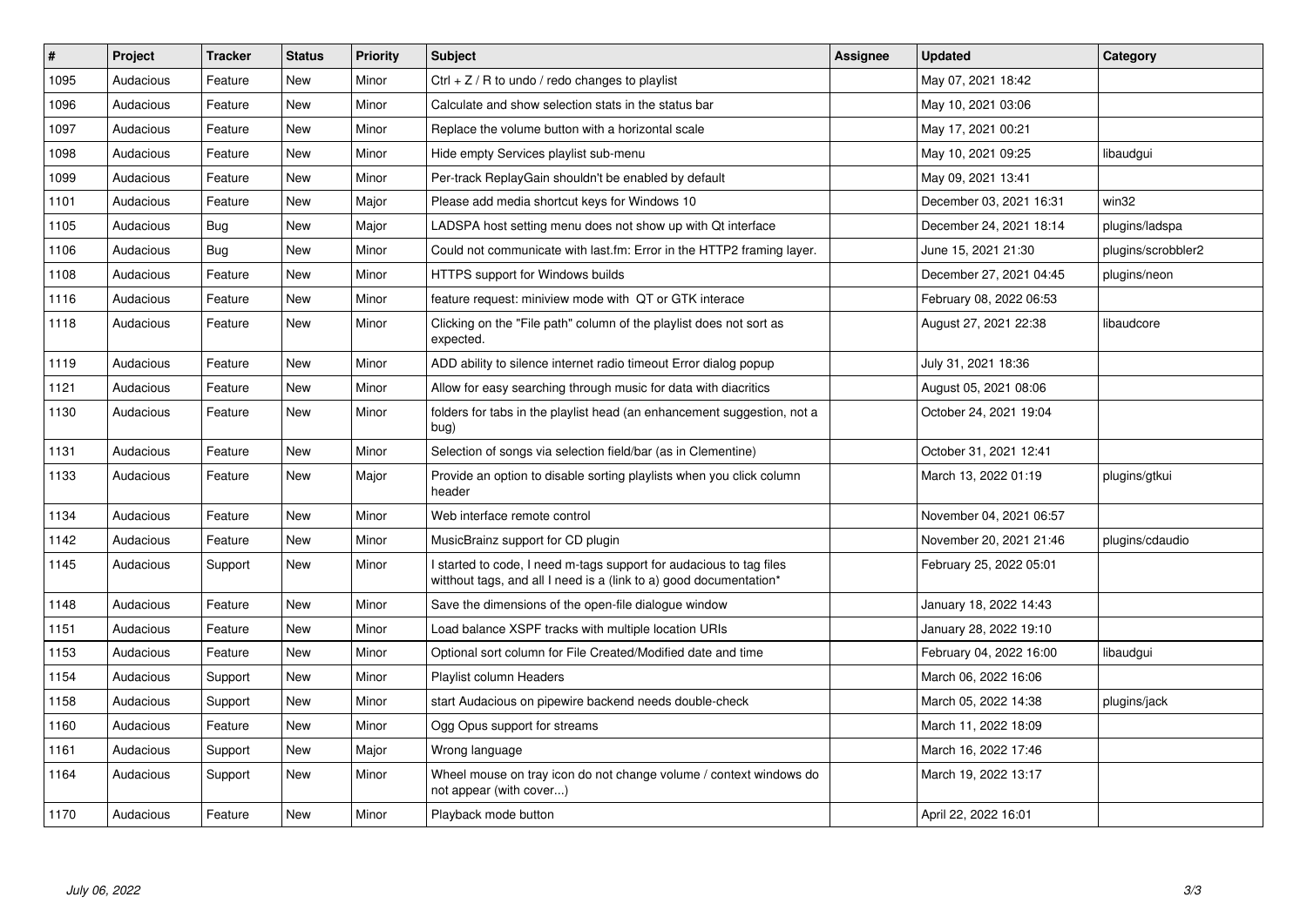| # | Project | Tracker | Status | Priority | Subject | Assignee | Updated | Category |
|---|---|---|---|---|---|---|---|---|
| 1095 | Audacious | Feature | New | Minor | Ctrl + Z / R to undo / redo changes to playlist | | May 07, 2021 18:42 | |
| 1096 | Audacious | Feature | New | Minor | Calculate and show selection stats in the status bar | | May 10, 2021 03:06 | |
| 1097 | Audacious | Feature | New | Minor | Replace the volume button with a horizontal scale | | May 17, 2021 00:21 | |
| 1098 | Audacious | Feature | New | Minor | Hide empty Services playlist sub-menu | | May 10, 2021 09:25 | libaudgui |
| 1099 | Audacious | Feature | New | Minor | Per-track ReplayGain shouldn't be enabled by default | | May 09, 2021 13:41 | |
| 1101 | Audacious | Feature | New | Major | Please add media shortcut keys for Windows 10 | | December 03, 2021 16:31 | win32 |
| 1105 | Audacious | Bug | New | Major | LADSPA host setting menu does not show up with Qt interface | | December 24, 2021 18:14 | plugins/ladspa |
| 1106 | Audacious | Bug | New | Minor | Could not communicate with last.fm: Error in the HTTP2 framing layer. | | June 15, 2021 21:30 | plugins/scrobbler2 |
| 1108 | Audacious | Feature | New | Minor | HTTPS support for Windows builds | | December 27, 2021 04:45 | plugins/neon |
| 1116 | Audacious | Feature | New | Minor | feature request: miniview mode with QT or GTK interace | | February 08, 2022 06:53 | |
| 1118 | Audacious | Feature | New | Minor | Clicking on the "File path" column of the playlist does not sort as expected. | | August 27, 2021 22:38 | libaudcore |
| 1119 | Audacious | Feature | New | Minor | ADD ability to silence internet radio timeout Error dialog popup | | July 31, 2021 18:36 | |
| 1121 | Audacious | Feature | New | Minor | Allow for easy searching through music for data with diacritics | | August 05, 2021 08:06 | |
| 1130 | Audacious | Feature | New | Minor | folders for tabs in the playlist head (an enhancement suggestion, not a bug) | | October 24, 2021 19:04 | |
| 1131 | Audacious | Feature | New | Minor | Selection of songs via selection field/bar (as in Clementine) | | October 31, 2021 12:41 | |
| 1133 | Audacious | Feature | New | Major | Provide an option to disable sorting playlists when you click column header | | March 13, 2022 01:19 | plugins/gtkui |
| 1134 | Audacious | Feature | New | Minor | Web interface remote control | | November 04, 2021 06:57 | |
| 1142 | Audacious | Feature | New | Minor | MusicBrainz support for CD plugin | | November 20, 2021 21:46 | plugins/cdaudio |
| 1145 | Audacious | Support | New | Minor | I started to code, I need m-tags support for audacious to tag files witthout tags, and all I need is a (link to a) good documentation* | | February 25, 2022 05:01 | |
| 1148 | Audacious | Feature | New | Minor | Save the dimensions of the open-file dialogue window | | January 18, 2022 14:43 | |
| 1151 | Audacious | Feature | New | Minor | Load balance XSPF tracks with multiple location URIs | | January 28, 2022 19:10 | |
| 1153 | Audacious | Feature | New | Minor | Optional sort column for File Created/Modified date and time | | February 04, 2022 16:00 | libaudgui |
| 1154 | Audacious | Support | New | Minor | Playlist column Headers | | March 06, 2022 16:06 | |
| 1158 | Audacious | Support | New | Minor | start Audacious on pipewire backend needs double-check | | March 05, 2022 14:38 | plugins/jack |
| 1160 | Audacious | Feature | New | Minor | Ogg Opus support for streams | | March 11, 2022 18:09 | |
| 1161 | Audacious | Support | New | Major | Wrong language | | March 16, 2022 17:46 | |
| 1164 | Audacious | Support | New | Minor | Wheel mouse on tray icon do not change volume / context windows do not appear (with cover...) | | March 19, 2022 13:17 | |
| 1170 | Audacious | Feature | New | Minor | Playback mode button | | April 22, 2022 16:01 | |

*July 06, 2022*